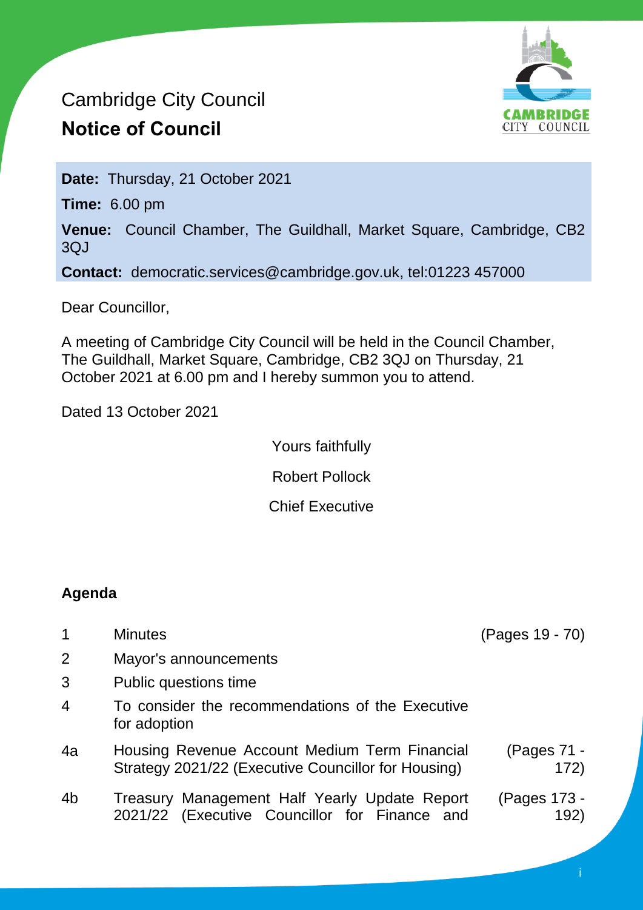Cambridge City Council

# Notice of Council

**Date:** Thursday, 21 October 2021

**Time:** 6.00 pm

**Venue:** Council Chamber, The Guildhall, Market Square, Cambridge, CB2 3QJ

**Contact:** democratic.services@cambridge.gov.uk, tel:01223 457000

Dear Councillor,

A meeting of Cambridge City Council will be held in the Council Chamber, The Guildhall, Market Square, Cambridge, CB2 3QJ on Thursday, 21 October 2021 at 6.00 pm and I hereby summon you to attend.

Dated 13 October 2021

Yours faithfully

Robert Pollock

Chief Executive

## Agenda

| | | |
|---|---|---|
| 1 | Minutes | (Pages 19 - 70) |
| 2 | Mayor's announcements | |
| 3 | Public questions time | |
| 4 | To consider the recommendations of the Executive for adoption | |
| 4a | Housing Revenue Account Medium Term Financial Strategy 2021/22 (Executive Councillor for Housing) | (Pages 71 - 172) |
| 4b | Treasury Management Half Yearly Update Report 2021/22 (Executive Councillor for Finance and | (Pages 173 - 192) |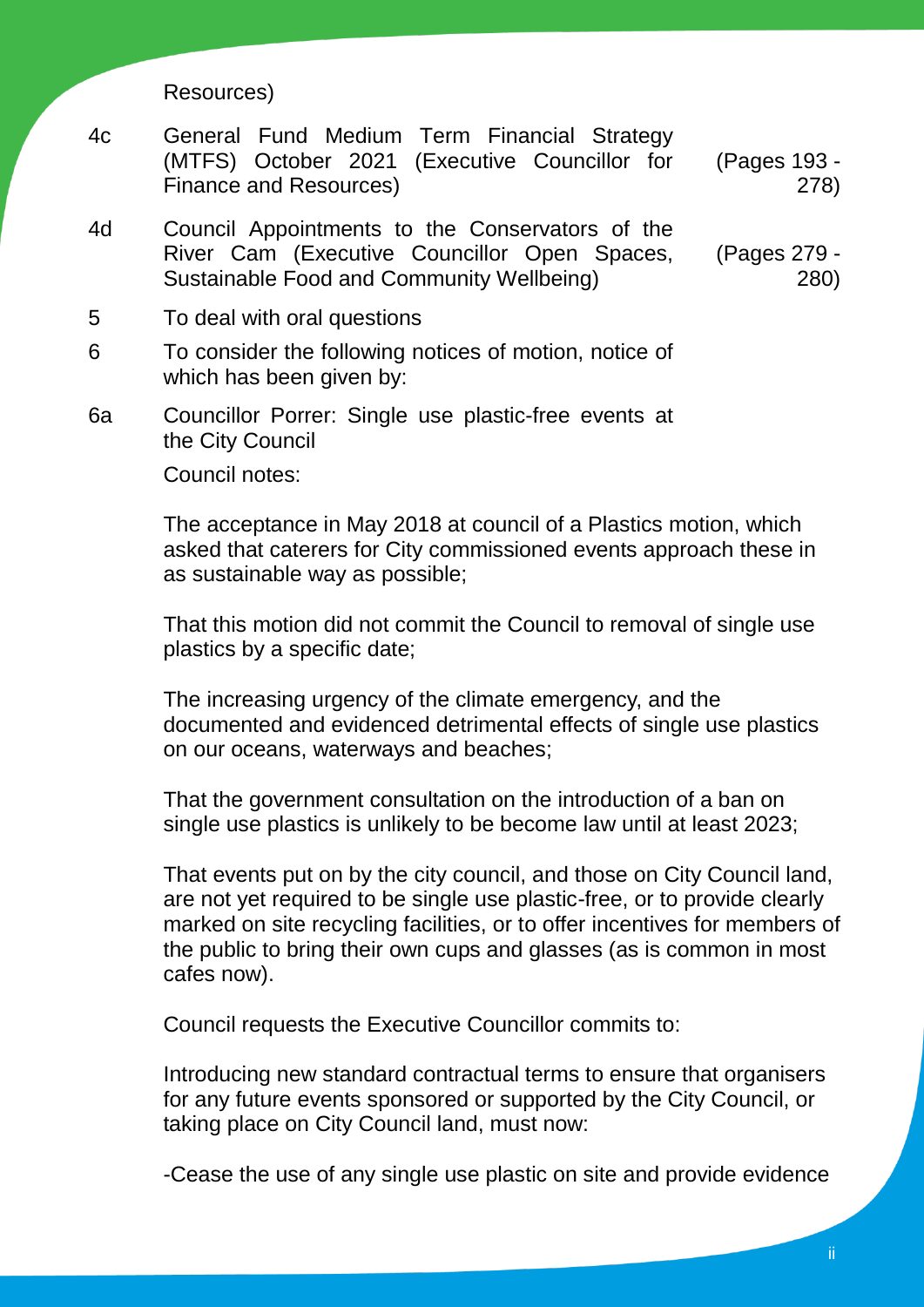Resources)

| | | |
|---|---|---|
| 4c | General Fund Medium Term Financial Strategy (MTFS) October 2021 (Executive Councillor for Finance and Resources) | (Pages 193 - 278) |
| 4d | Council Appointments to the Conservators of the River Cam (Executive Councillor Open Spaces, Sustainable Food and Community Wellbeing) | (Pages 279 - 280) |
| 5 | To deal with oral questions | |
| 6 | To consider the following notices of motion, notice of which has been given by: | |
| 6a | Councillor Porrer: Single use plastic-free events at the City Council | |

Council notes:

The acceptance in May 2018 at council of a Plastics motion, which asked that caterers for City commissioned events approach these in as sustainable way as possible;

That this motion did not commit the Council to removal of single use plastics by a specific date;

The increasing urgency of the climate emergency, and the documented and evidenced detrimental effects of single use plastics on our oceans, waterways and beaches;

That the government consultation on the introduction of a ban on single use plastics is unlikely to be become law until at least 2023;

That events put on by the city council, and those on City Council land, are not yet required to be single use plastic-free, or to provide clearly marked on site recycling facilities, or to offer incentives for members of the public to bring their own cups and glasses (as is common in most cafes now).

Council requests the Executive Councillor commits to:

Introducing new standard contractual terms to ensure that organisers for any future events sponsored or supported by the City Council, or taking place on City Council land, must now:

-Cease the use of any single use plastic on site and provide evidence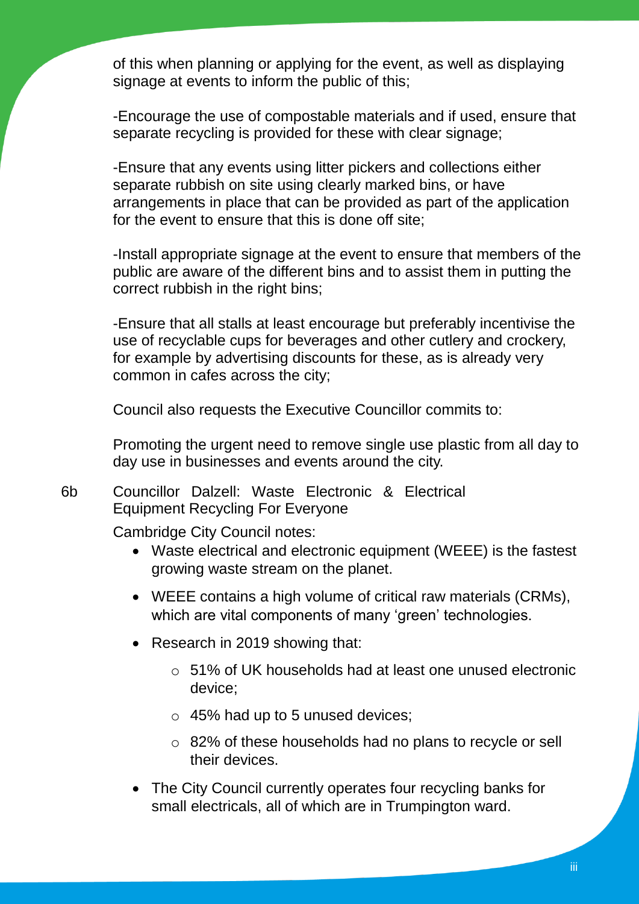of this when planning or applying for the event, as well as displaying signage at events to inform the public of this;

-Encourage the use of compostable materials and if used, ensure that separate recycling is provided for these with clear signage;

-Ensure that any events using litter pickers and collections either separate rubbish on site using clearly marked bins, or have arrangements in place that can be provided as part of the application for the event to ensure that this is done off site;

-Install appropriate signage at the event to ensure that members of the public are aware of the different bins and to assist them in putting the correct rubbish in the right bins;

-Ensure that all stalls at least encourage but preferably incentivise the use of recyclable cups for beverages and other cutlery and crockery, for example by advertising discounts for these, as is already very common in cafes across the city;

Council also requests the Executive Councillor commits to:

Promoting the urgent need to remove single use plastic from all day to day use in businesses and events around the city.

6b Councillor Dalzell: Waste Electronic & Electrical Equipment Recycling For Everyone

Cambridge City Council notes:

- Waste electrical and electronic equipment (WEEE) is the fastest growing waste stream on the planet.
- WEEE contains a high volume of critical raw materials (CRMs), which are vital components of many 'green' technologies.
- Research in 2019 showing that:
  - 51% of UK households had at least one unused electronic device;
  - 45% had up to 5 unused devices;
  - 82% of these households had no plans to recycle or sell their devices.
- The City Council currently operates four recycling banks for small electricals, all of which are in Trumpington ward.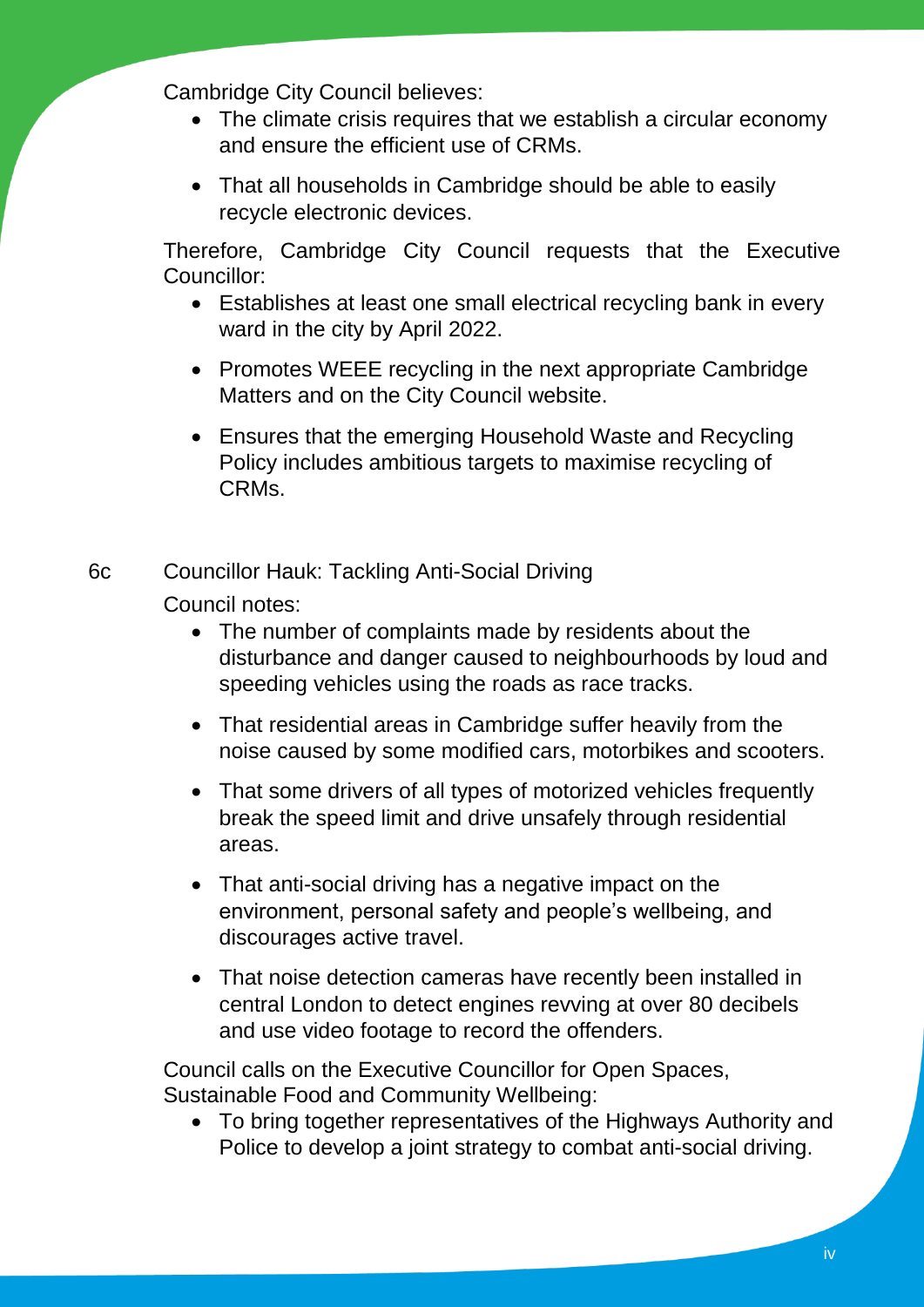Cambridge City Council believes:

- The climate crisis requires that we establish a circular economy and ensure the efficient use of CRMs.
- That all households in Cambridge should be able to easily recycle electronic devices.

Therefore, Cambridge City Council requests that the Executive Councillor:

- Establishes at least one small electrical recycling bank in every ward in the city by April 2022.
- Promotes WEEE recycling in the next appropriate Cambridge Matters and on the City Council website.
- Ensures that the emerging Household Waste and Recycling Policy includes ambitious targets to maximise recycling of CRMs.

6c Councillor Hauk: Tackling Anti-Social Driving

Council notes:

- The number of complaints made by residents about the disturbance and danger caused to neighbourhoods by loud and speeding vehicles using the roads as race tracks.
- That residential areas in Cambridge suffer heavily from the noise caused by some modified cars, motorbikes and scooters.
- That some drivers of all types of motorized vehicles frequently break the speed limit and drive unsafely through residential areas.
- That anti-social driving has a negative impact on the environment, personal safety and people's wellbeing, and discourages active travel.
- That noise detection cameras have recently been installed in central London to detect engines revving at over 80 decibels and use video footage to record the offenders.

Council calls on the Executive Councillor for Open Spaces, Sustainable Food and Community Wellbeing:

- To bring together representatives of the Highways Authority and Police to develop a joint strategy to combat anti-social driving.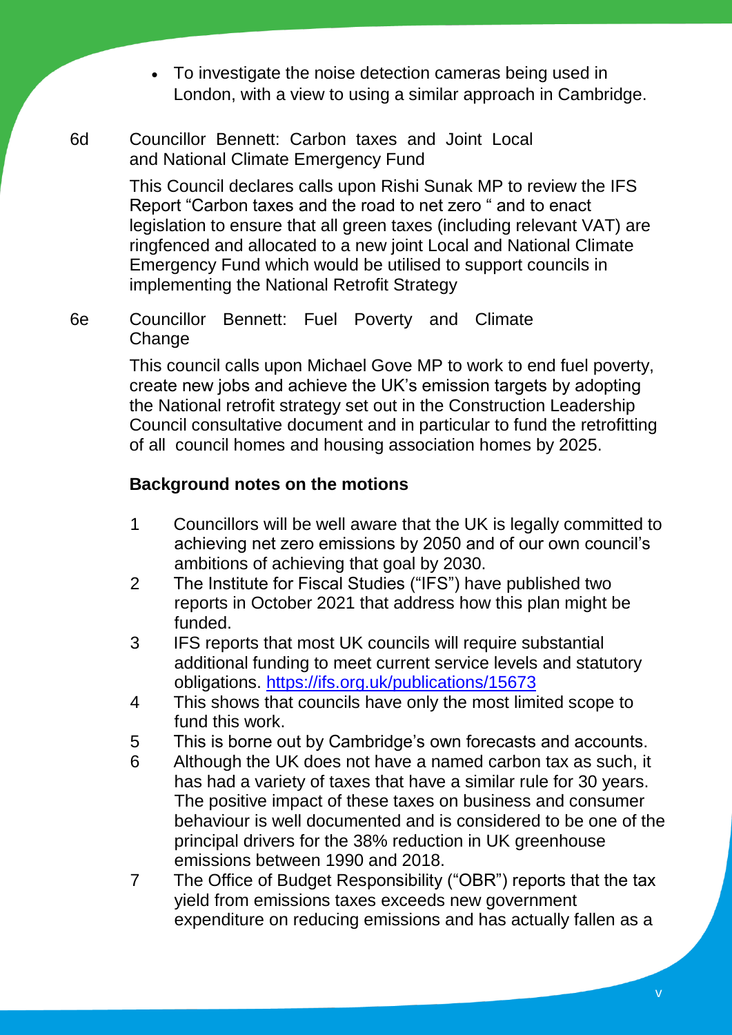- To investigate the noise detection cameras being used in London, with a view to using a similar approach in Cambridge.

6d Councillor Bennett: Carbon taxes and Joint Local and National Climate Emergency Fund

This Council declares calls upon Rishi Sunak MP to review the IFS Report “Carbon taxes and the road to net zero “ and to enact legislation to ensure that all green taxes (including relevant VAT) are ringfenced and allocated to a new joint Local and National Climate Emergency Fund which would be utilised to support councils in implementing the National Retrofit Strategy

6e Councillor Bennett: Fuel Poverty and Climate Change

This council calls upon Michael Gove MP to work to end fuel poverty, create new jobs and achieve the UK’s emission targets by adopting the National retrofit strategy set out in the Construction Leadership Council consultative document and in particular to fund the retrofitting of all council homes and housing association homes by 2025.

**Background notes on the motions**

1. Councillors will be well aware that the UK is legally committed to achieving net zero emissions by 2050 and of our own council’s ambitions of achieving that goal by 2030.
2. The Institute for Fiscal Studies (“IFS”) have published two reports in October 2021 that address how this plan might be funded.
3. IFS reports that most UK councils will require substantial additional funding to meet current service levels and statutory obligations. https://ifs.org.uk/publications/15673
4. This shows that councils have only the most limited scope to fund this work.
5. This is borne out by Cambridge’s own forecasts and accounts.
6. Although the UK does not have a named carbon tax as such, it has had a variety of taxes that have a similar rule for 30 years. The positive impact of these taxes on business and consumer behaviour is well documented and is considered to be one of the principal drivers for the 38% reduction in UK greenhouse emissions between 1990 and 2018.
7. The Office of Budget Responsibility (“OBR”) reports that the tax yield from emissions taxes exceeds new government expenditure on reducing emissions and has actually fallen as a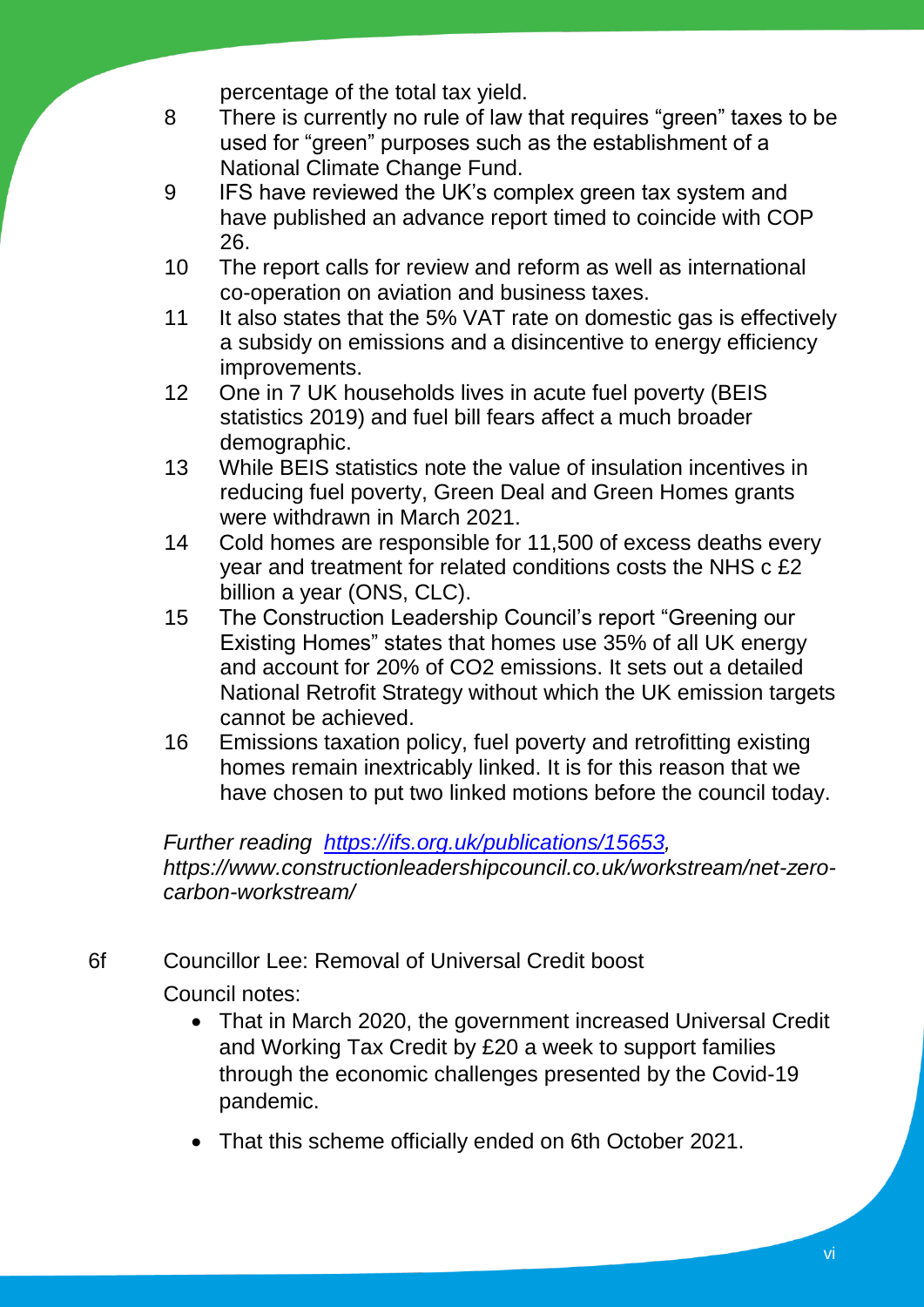percentage of the total tax yield.

8 There is currently no rule of law that requires “green” taxes to be used for “green” purposes such as the establishment of a National Climate Change Fund.

9 IFS have reviewed the UK’s complex green tax system and have published an advance report timed to coincide with COP 26.

10 The report calls for review and reform as well as international co-operation on aviation and business taxes.

11 It also states that the 5% VAT rate on domestic gas is effectively a subsidy on emissions and a disincentive to energy efficiency improvements.

12 One in 7 UK households lives in acute fuel poverty (BEIS statistics 2019) and fuel bill fears affect a much broader demographic.

13 While BEIS statistics note the value of insulation incentives in reducing fuel poverty, Green Deal and Green Homes grants were withdrawn in March 2021.

14 Cold homes are responsible for 11,500 of excess deaths every year and treatment for related conditions costs the NHS c £2 billion a year (ONS, CLC).

15 The Construction Leadership Council’s report “Greening our Existing Homes” states that homes use 35% of all UK energy and account for 20% of $CO_2$ emissions. It sets out a detailed National Retrofit Strategy without which the UK emission targets cannot be achieved.

16 Emissions taxation policy, fuel poverty and retrofitting existing homes remain inextricably linked. It is for this reason that we have chosen to put two linked motions before the council today.

*Further reading [https://ifs.org.uk/publications/15653](https://ifs.org.uk/publications/15653), https://www.constructionleadershipcouncil.co.uk/workstream/net-zero-carbon-workstream/*

6f Councillor Lee: Removal of Universal Credit boost

Council notes:

- That in March 2020, the government increased Universal Credit and Working Tax Credit by £20 a week to support families through the economic challenges presented by the Covid-19 pandemic.
- That this scheme officially ended on 6th October 2021.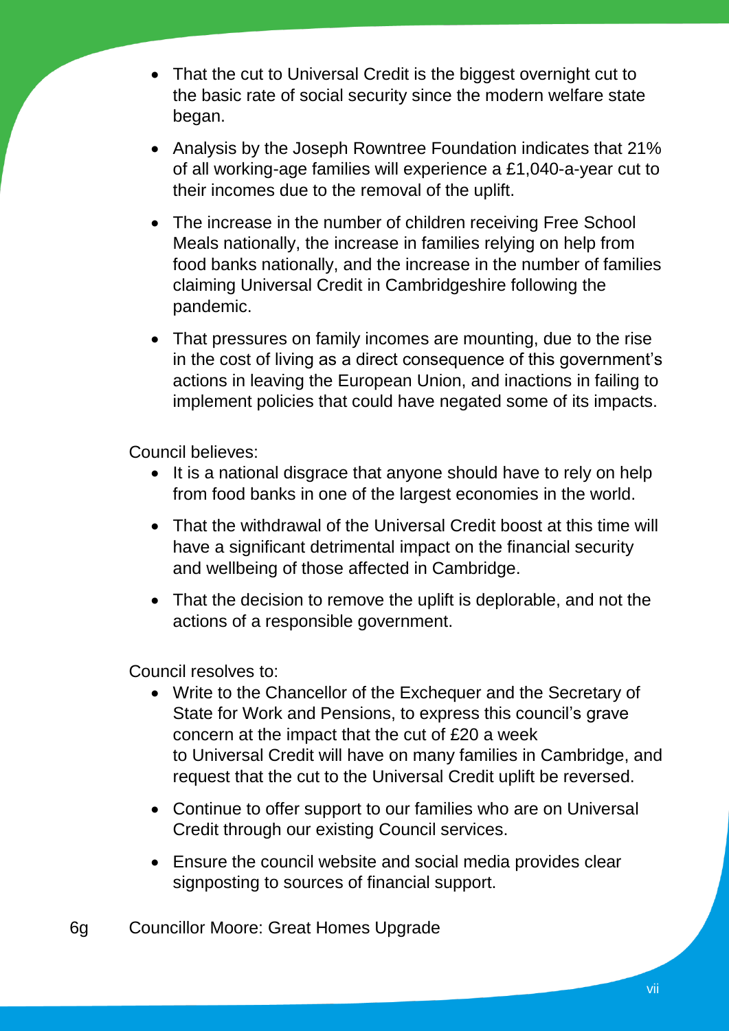- That the cut to Universal Credit is the biggest overnight cut to the basic rate of social security since the modern welfare state began.

- Analysis by the Joseph Rowntree Foundation indicates that 21% of all working-age families will experience a £1,040-a-year cut to their incomes due to the removal of the uplift.

- The increase in the number of children receiving Free School Meals nationally, the increase in families relying on help from food banks nationally, and the increase in the number of families claiming Universal Credit in Cambridgeshire following the pandemic.

- That pressures on family incomes are mounting, due to the rise in the cost of living as a direct consequence of this government's actions in leaving the European Union, and inactions in failing to implement policies that could have negated some of its impacts.

Council believes:

- It is a national disgrace that anyone should have to rely on help from food banks in one of the largest economies in the world.

- That the withdrawal of the Universal Credit boost at this time will have a significant detrimental impact on the financial security and wellbeing of those affected in Cambridge.

- That the decision to remove the uplift is deplorable, and not the actions of a responsible government.

Council resolves to:

- Write to the Chancellor of the Exchequer and the Secretary of State for Work and Pensions, to express this council's grave concern at the impact that the cut of £20 a week to Universal Credit will have on many families in Cambridge, and request that the cut to the Universal Credit uplift be reversed.

- Continue to offer support to our families who are on Universal Credit through our existing Council services.

- Ensure the council website and social media provides clear signposting to sources of financial support.

6g Councillor Moore: Great Homes Upgrade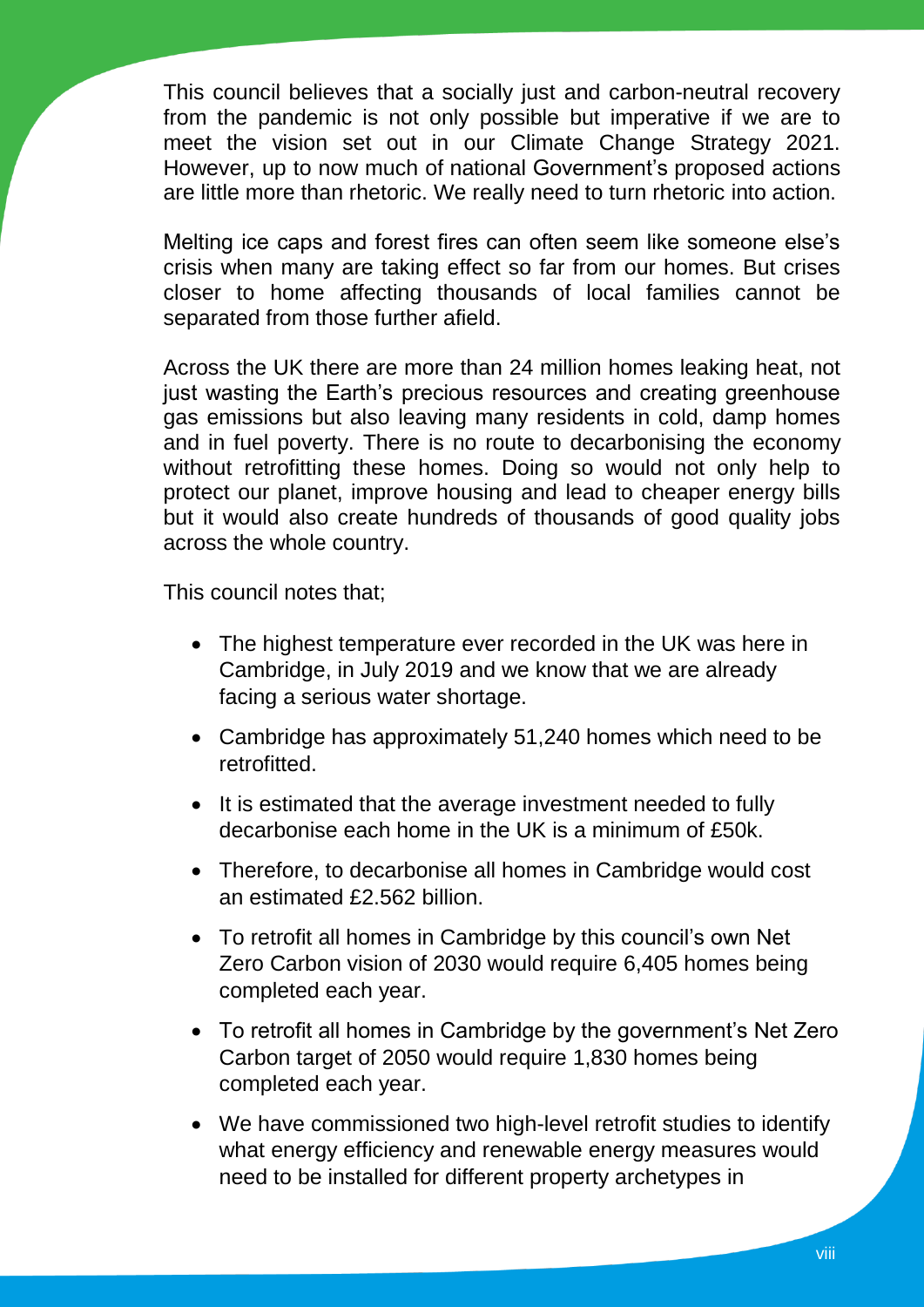This council believes that a socially just and carbon-neutral recovery from the pandemic is not only possible but imperative if we are to meet the vision set out in our Climate Change Strategy 2021. However, up to now much of national Government's proposed actions are little more than rhetoric. We really need to turn rhetoric into action.

Melting ice caps and forest fires can often seem like someone else's crisis when many are taking effect so far from our homes. But crises closer to home affecting thousands of local families cannot be separated from those further afield.

Across the UK there are more than 24 million homes leaking heat, not just wasting the Earth's precious resources and creating greenhouse gas emissions but also leaving many residents in cold, damp homes and in fuel poverty. There is no route to decarbonising the economy without retrofitting these homes. Doing so would not only help to protect our planet, improve housing and lead to cheaper energy bills but it would also create hundreds of thousands of good quality jobs across the whole country.

This council notes that;

- The highest temperature ever recorded in the UK was here in Cambridge, in July 2019 and we know that we are already facing a serious water shortage.
- Cambridge has approximately 51,240 homes which need to be retrofitted.
- It is estimated that the average investment needed to fully decarbonise each home in the UK is a minimum of £50k.
- Therefore, to decarbonise all homes in Cambridge would cost an estimated £2.562 billion.
- To retrofit all homes in Cambridge by this council's own Net Zero Carbon vision of 2030 would require 6,405 homes being completed each year.
- To retrofit all homes in Cambridge by the government's Net Zero Carbon target of 2050 would require 1,830 homes being completed each year.
- We have commissioned two high-level retrofit studies to identify what energy efficiency and renewable energy measures would need to be installed for different property archetypes in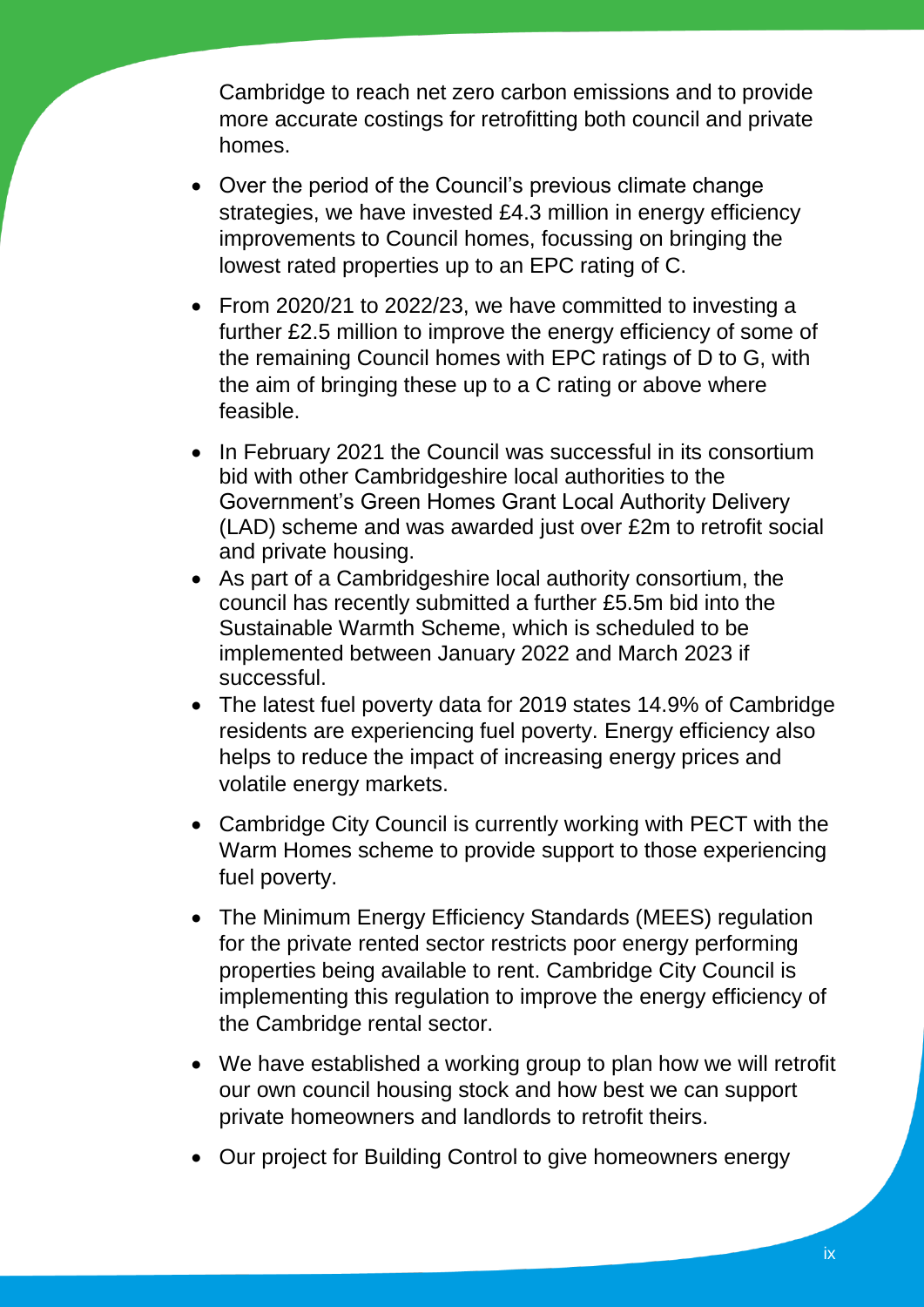Cambridge to reach net zero carbon emissions and to provide more accurate costings for retrofitting both council and private homes.

- Over the period of the Council's previous climate change strategies, we have invested £4.3 million in energy efficiency improvements to Council homes, focussing on bringing the lowest rated properties up to an EPC rating of C.
- From 2020/21 to 2022/23, we have committed to investing a further £2.5 million to improve the energy efficiency of some of the remaining Council homes with EPC ratings of D to G, with the aim of bringing these up to a C rating or above where feasible.
- In February 2021 the Council was successful in its consortium bid with other Cambridgeshire local authorities to the Government's Green Homes Grant Local Authority Delivery (LAD) scheme and was awarded just over £2m to retrofit social and private housing.
- As part of a Cambridgeshire local authority consortium, the council has recently submitted a further £5.5m bid into the Sustainable Warmth Scheme, which is scheduled to be implemented between January 2022 and March 2023 if successful.
- The latest fuel poverty data for 2019 states 14.9% of Cambridge residents are experiencing fuel poverty. Energy efficiency also helps to reduce the impact of increasing energy prices and volatile energy markets.
- Cambridge City Council is currently working with PECT with the Warm Homes scheme to provide support to those experiencing fuel poverty.
- The Minimum Energy Efficiency Standards (MEES) regulation for the private rented sector restricts poor energy performing properties being available to rent. Cambridge City Council is implementing this regulation to improve the energy efficiency of the Cambridge rental sector.
- We have established a working group to plan how we will retrofit our own council housing stock and how best we can support private homeowners and landlords to retrofit theirs.
- Our project for Building Control to give homeowners energy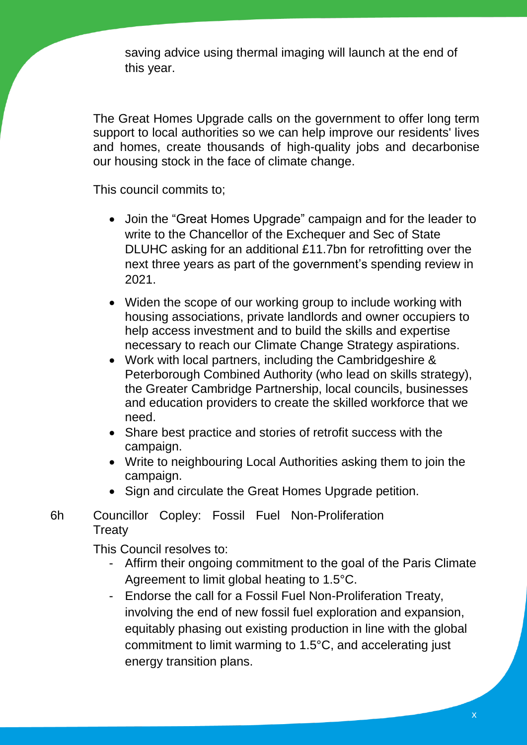saving advice using thermal imaging will launch at the end of this year.

The Great Homes Upgrade calls on the government to offer long term support to local authorities so we can help improve our residents' lives and homes, create thousands of high-quality jobs and decarbonise our housing stock in the face of climate change.

This council commits to;

- Join the "Great Homes Upgrade" campaign and for the leader to write to the Chancellor of the Exchequer and Sec of State DLUHC asking for an additional £11.7bn for retrofitting over the next three years as part of the government's spending review in 2021.
- Widen the scope of our working group to include working with housing associations, private landlords and owner occupiers to help access investment and to build the skills and expertise necessary to reach our Climate Change Strategy aspirations.
- Work with local partners, including the Cambridgeshire & Peterborough Combined Authority (who lead on skills strategy), the Greater Cambridge Partnership, local councils, businesses and education providers to create the skilled workforce that we need.
- Share best practice and stories of retrofit success with the campaign.
- Write to neighbouring Local Authorities asking them to join the campaign.
- Sign and circulate the Great Homes Upgrade petition.

6h Councillor Copley: Fossil Fuel Non-Proliferation Treaty

This Council resolves to:

- Affirm their ongoing commitment to the goal of the Paris Climate Agreement to limit global heating to 1.5°C.
- Endorse the call for a Fossil Fuel Non-Proliferation Treaty, involving the end of new fossil fuel exploration and expansion, equitably phasing out existing production in line with the global commitment to limit warming to 1.5°C, and accelerating just energy transition plans.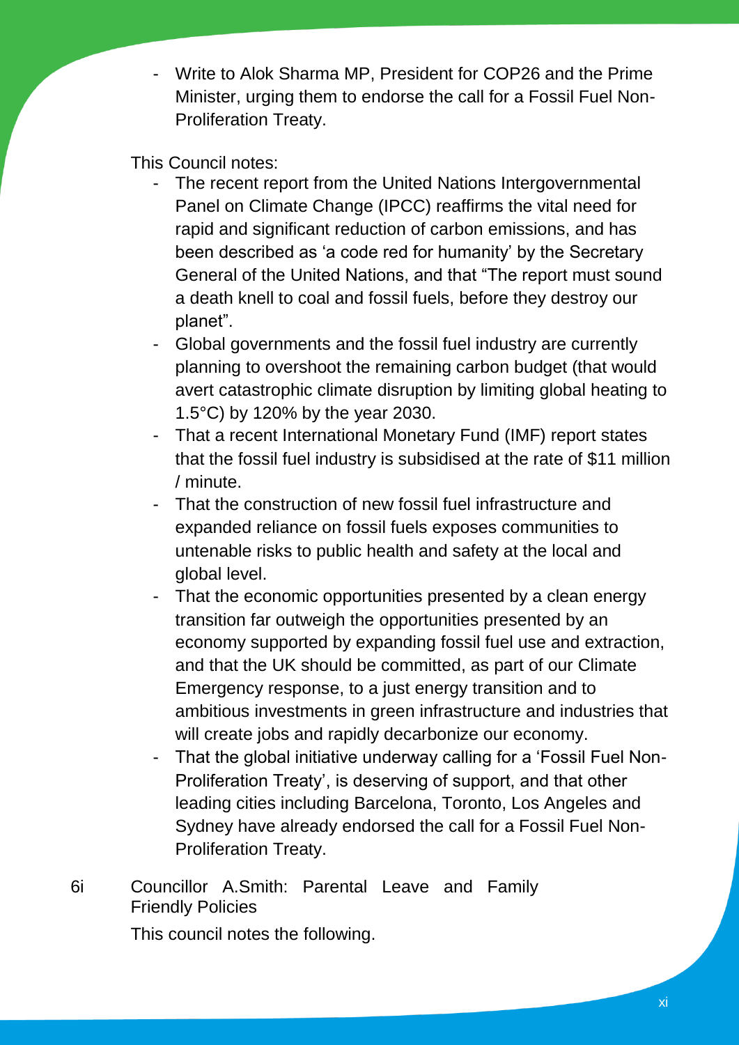- Write to Alok Sharma MP, President for COP26 and the Prime Minister, urging them to endorse the call for a Fossil Fuel Non-Proliferation Treaty.

This Council notes:

- The recent report from the United Nations Intergovernmental Panel on Climate Change (IPCC) reaffirms the vital need for rapid and significant reduction of carbon emissions, and has been described as 'a code red for humanity' by the Secretary General of the United Nations, and that "The report must sound a death knell to coal and fossil fuels, before they destroy our planet".
- Global governments and the fossil fuel industry are currently planning to overshoot the remaining carbon budget (that would avert catastrophic climate disruption by limiting global heating to 1.5°C) by 120% by the year 2030.
- That a recent International Monetary Fund (IMF) report states that the fossil fuel industry is subsidised at the rate of $11 million / minute.
- That the construction of new fossil fuel infrastructure and expanded reliance on fossil fuels exposes communities to untenable risks to public health and safety at the local and global level.
- That the economic opportunities presented by a clean energy transition far outweigh the opportunities presented by an economy supported by expanding fossil fuel use and extraction, and that the UK should be committed, as part of our Climate Emergency response, to a just energy transition and to ambitious investments in green infrastructure and industries that will create jobs and rapidly decarbonize our economy.
- That the global initiative underway calling for a 'Fossil Fuel Non-Proliferation Treaty', is deserving of support, and that other leading cities including Barcelona, Toronto, Los Angeles and Sydney have already endorsed the call for a Fossil Fuel Non-Proliferation Treaty.

6i Councillor A.Smith: Parental Leave and Family Friendly Policies

This council notes the following.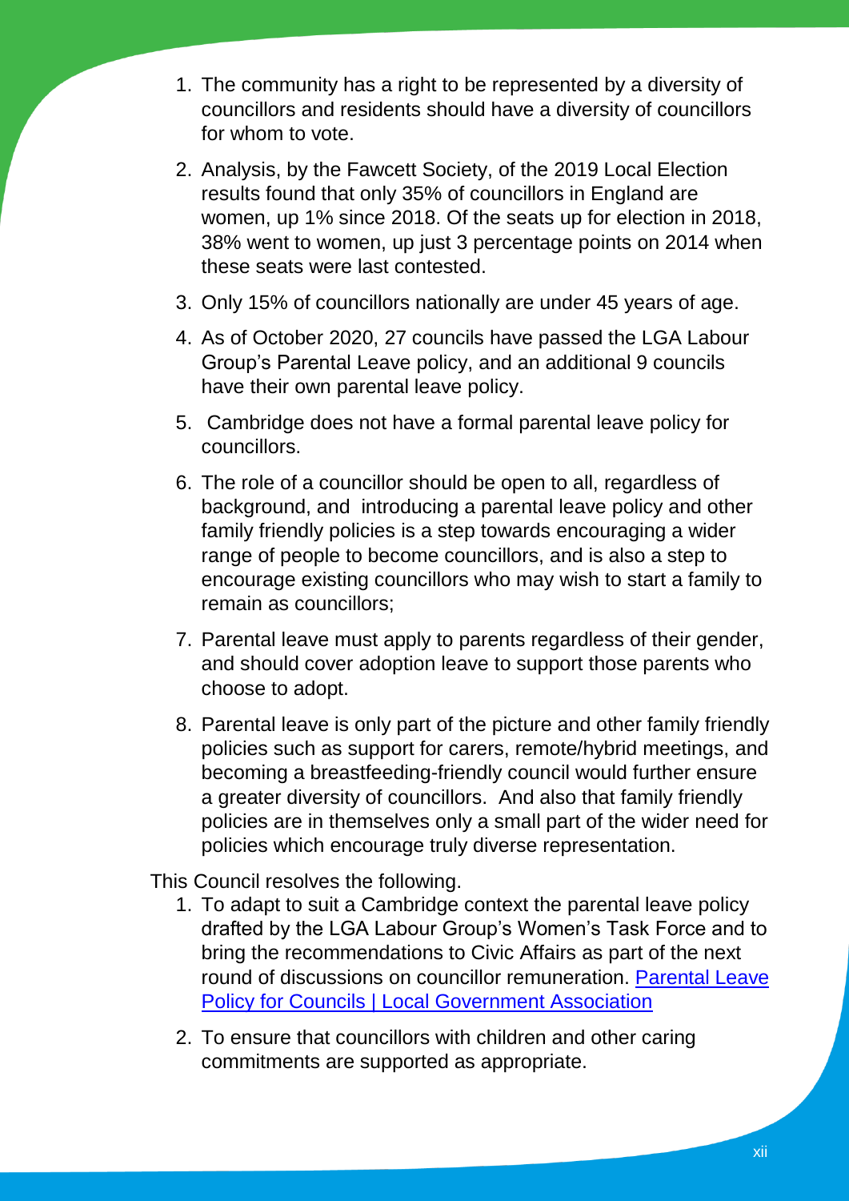1. The community has a right to be represented by a diversity of councillors and residents should have a diversity of councillors for whom to vote.

2. Analysis, by the Fawcett Society, of the 2019 Local Election results found that only 35% of councillors in England are women, up 1% since 2018. Of the seats up for election in 2018, 38% went to women, up just 3 percentage points on 2014 when these seats were last contested.

3. Only 15% of councillors nationally are under 45 years of age.

4. As of October 2020, 27 councils have passed the LGA Labour Group's Parental Leave policy, and an additional 9 councils have their own parental leave policy.

5. Cambridge does not have a formal parental leave policy for councillors.

6. The role of a councillor should be open to all, regardless of background, and introducing a parental leave policy and other family friendly policies is a step towards encouraging a wider range of people to become councillors, and is also a step to encourage existing councillors who may wish to start a family to remain as councillors;

7. Parental leave must apply to parents regardless of their gender, and should cover adoption leave to support those parents who choose to adopt.

8. Parental leave is only part of the picture and other family friendly policies such as support for carers, remote/hybrid meetings, and becoming a breastfeeding-friendly council would further ensure a greater diversity of councillors. And also that family friendly policies are in themselves only a small part of the wider need for policies which encourage truly diverse representation.

This Council resolves the following.

1. To adapt to suit a Cambridge context the parental leave policy drafted by the LGA Labour Group's Women's Task Force and to bring the recommendations to Civic Affairs as part of the next round of discussions on councillor remuneration. [Parental Leave Policy for Councils | Local Government Association]

2. To ensure that councillors with children and other caring commitments are supported as appropriate.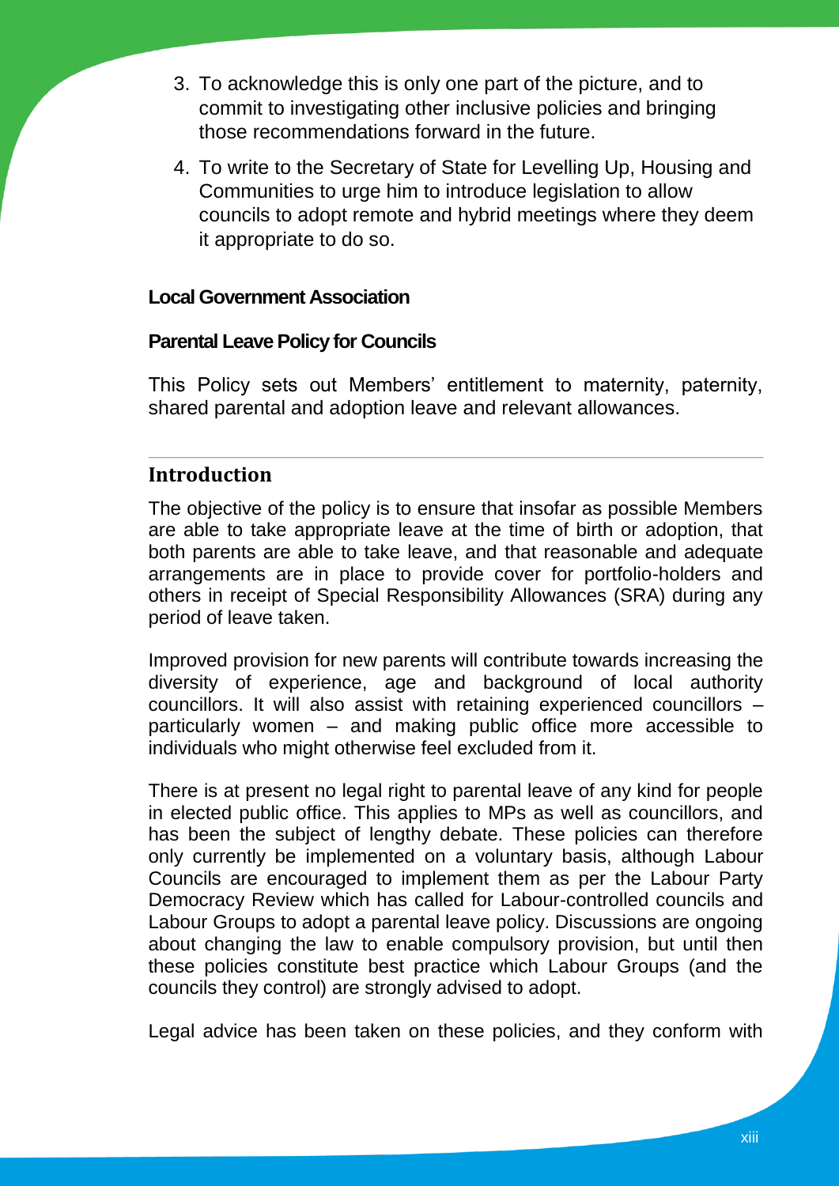3. To acknowledge this is only one part of the picture, and to commit to investigating other inclusive policies and bringing those recommendations forward in the future.
4. To write to the Secretary of State for Levelling Up, Housing and Communities to urge him to introduce legislation to allow councils to adopt remote and hybrid meetings where they deem it appropriate to do so.

**Local Government Association**

**Parental Leave Policy for Councils**

This Policy sets out Members' entitlement to maternity, paternity, shared parental and adoption leave and relevant allowances.

## Introduction

The objective of the policy is to ensure that insofar as possible Members are able to take appropriate leave at the time of birth or adoption, that both parents are able to take leave, and that reasonable and adequate arrangements are in place to provide cover for portfolio-holders and others in receipt of Special Responsibility Allowances (SRA) during any period of leave taken.

Improved provision for new parents will contribute towards increasing the diversity of experience, age and background of local authority councillors. It will also assist with retaining experienced councillors – particularly women – and making public office more accessible to individuals who might otherwise feel excluded from it.

There is at present no legal right to parental leave of any kind for people in elected public office. This applies to MPs as well as councillors, and has been the subject of lengthy debate. These policies can therefore only currently be implemented on a voluntary basis, although Labour Councils are encouraged to implement them as per the Labour Party Democracy Review which has called for Labour-controlled councils and Labour Groups to adopt a parental leave policy. Discussions are ongoing about changing the law to enable compulsory provision, but until then these policies constitute best practice which Labour Groups (and the councils they control) are strongly advised to adopt.

Legal advice has been taken on these policies, and they conform with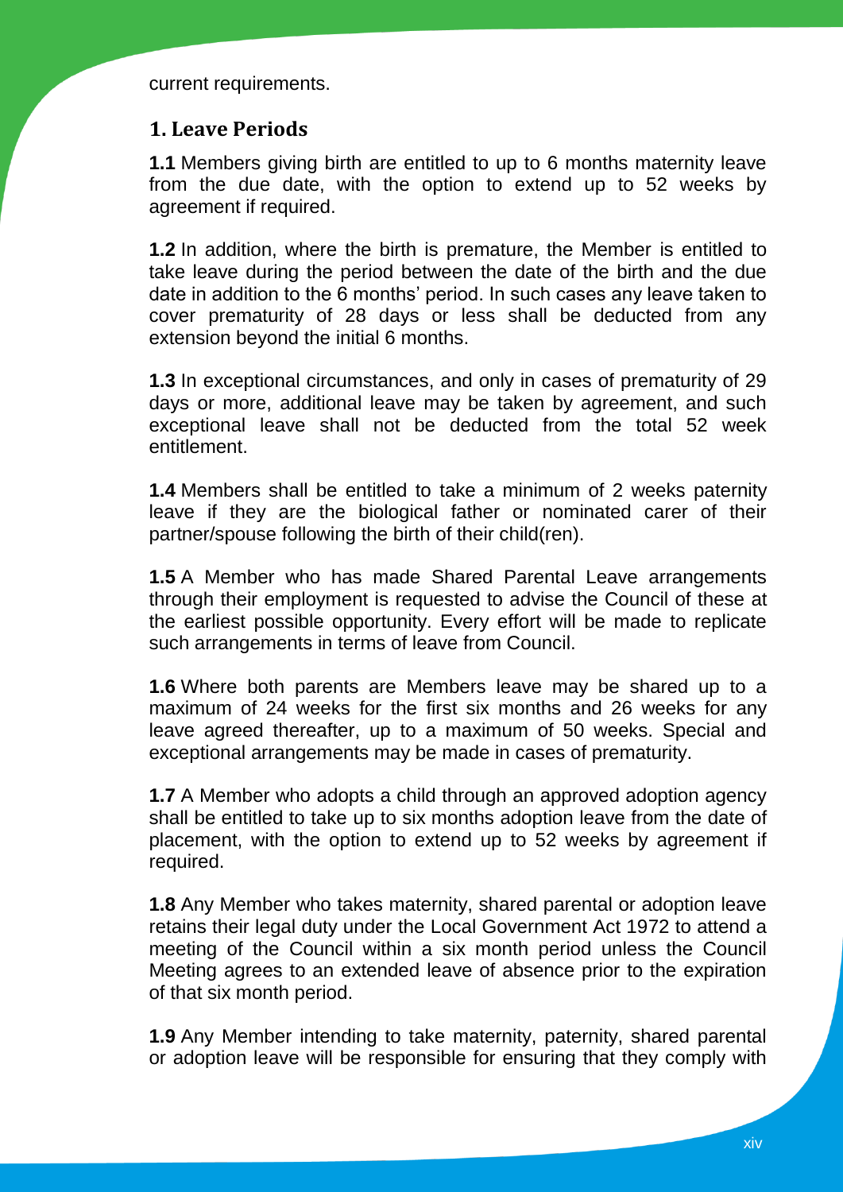current requirements.

## 1. Leave Periods

**1.1** Members giving birth are entitled to up to 6 months maternity leave from the due date, with the option to extend up to 52 weeks by agreement if required.

**1.2** In addition, where the birth is premature, the Member is entitled to take leave during the period between the date of the birth and the due date in addition to the 6 months' period. In such cases any leave taken to cover prematurity of 28 days or less shall be deducted from any extension beyond the initial 6 months.

**1.3** In exceptional circumstances, and only in cases of prematurity of 29 days or more, additional leave may be taken by agreement, and such exceptional leave shall not be deducted from the total 52 week entitlement.

**1.4** Members shall be entitled to take a minimum of 2 weeks paternity leave if they are the biological father or nominated carer of their partner/spouse following the birth of their child(ren).

**1.5** A Member who has made Shared Parental Leave arrangements through their employment is requested to advise the Council of these at the earliest possible opportunity. Every effort will be made to replicate such arrangements in terms of leave from Council.

**1.6** Where both parents are Members leave may be shared up to a maximum of 24 weeks for the first six months and 26 weeks for any leave agreed thereafter, up to a maximum of 50 weeks. Special and exceptional arrangements may be made in cases of prematurity.

**1.7** A Member who adopts a child through an approved adoption agency shall be entitled to take up to six months adoption leave from the date of placement, with the option to extend up to 52 weeks by agreement if required.

**1.8** Any Member who takes maternity, shared parental or adoption leave retains their legal duty under the Local Government Act 1972 to attend a meeting of the Council within a six month period unless the Council Meeting agrees to an extended leave of absence prior to the expiration of that six month period.

**1.9** Any Member intending to take maternity, paternity, shared parental or adoption leave will be responsible for ensuring that they comply with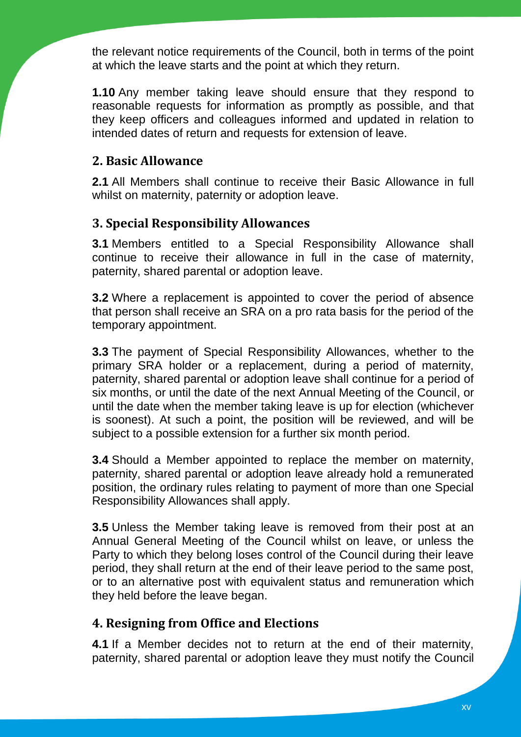the relevant notice requirements of the Council, both in terms of the point at which the leave starts and the point at which they return.

**1.10** Any member taking leave should ensure that they respond to reasonable requests for information as promptly as possible, and that they keep officers and colleagues informed and updated in relation to intended dates of return and requests for extension of leave.

## 2. Basic Allowance

**2.1** All Members shall continue to receive their Basic Allowance in full whilst on maternity, paternity or adoption leave.

## 3. Special Responsibility Allowances

**3.1** Members entitled to a Special Responsibility Allowance shall continue to receive their allowance in full in the case of maternity, paternity, shared parental or adoption leave.

**3.2** Where a replacement is appointed to cover the period of absence that person shall receive an SRA on a pro rata basis for the period of the temporary appointment.

**3.3** The payment of Special Responsibility Allowances, whether to the primary SRA holder or a replacement, during a period of maternity, paternity, shared parental or adoption leave shall continue for a period of six months, or until the date of the next Annual Meeting of the Council, or until the date when the member taking leave is up for election (whichever is soonest). At such a point, the position will be reviewed, and will be subject to a possible extension for a further six month period.

**3.4** Should a Member appointed to replace the member on maternity, paternity, shared parental or adoption leave already hold a remunerated position, the ordinary rules relating to payment of more than one Special Responsibility Allowances shall apply.

**3.5** Unless the Member taking leave is removed from their post at an Annual General Meeting of the Council whilst on leave, or unless the Party to which they belong loses control of the Council during their leave period, they shall return at the end of their leave period to the same post, or to an alternative post with equivalent status and remuneration which they held before the leave began.

## 4. Resigning from Office and Elections

**4.1** If a Member decides not to return at the end of their maternity, paternity, shared parental or adoption leave they must notify the Council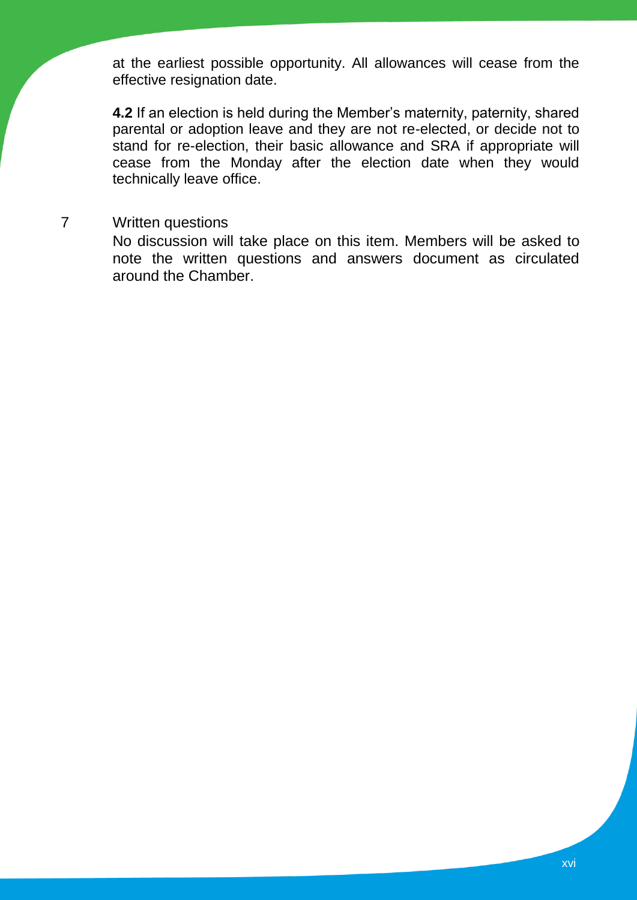at the earliest possible opportunity. All allowances will cease from the effective resignation date.

**4.2** If an election is held during the Member's maternity, paternity, shared parental or adoption leave and they are not re-elected, or decide not to stand for re-election, their basic allowance and SRA if appropriate will cease from the Monday after the election date when they would technically leave office.

7 Written questions

No discussion will take place on this item. Members will be asked to note the written questions and answers document as circulated around the Chamber.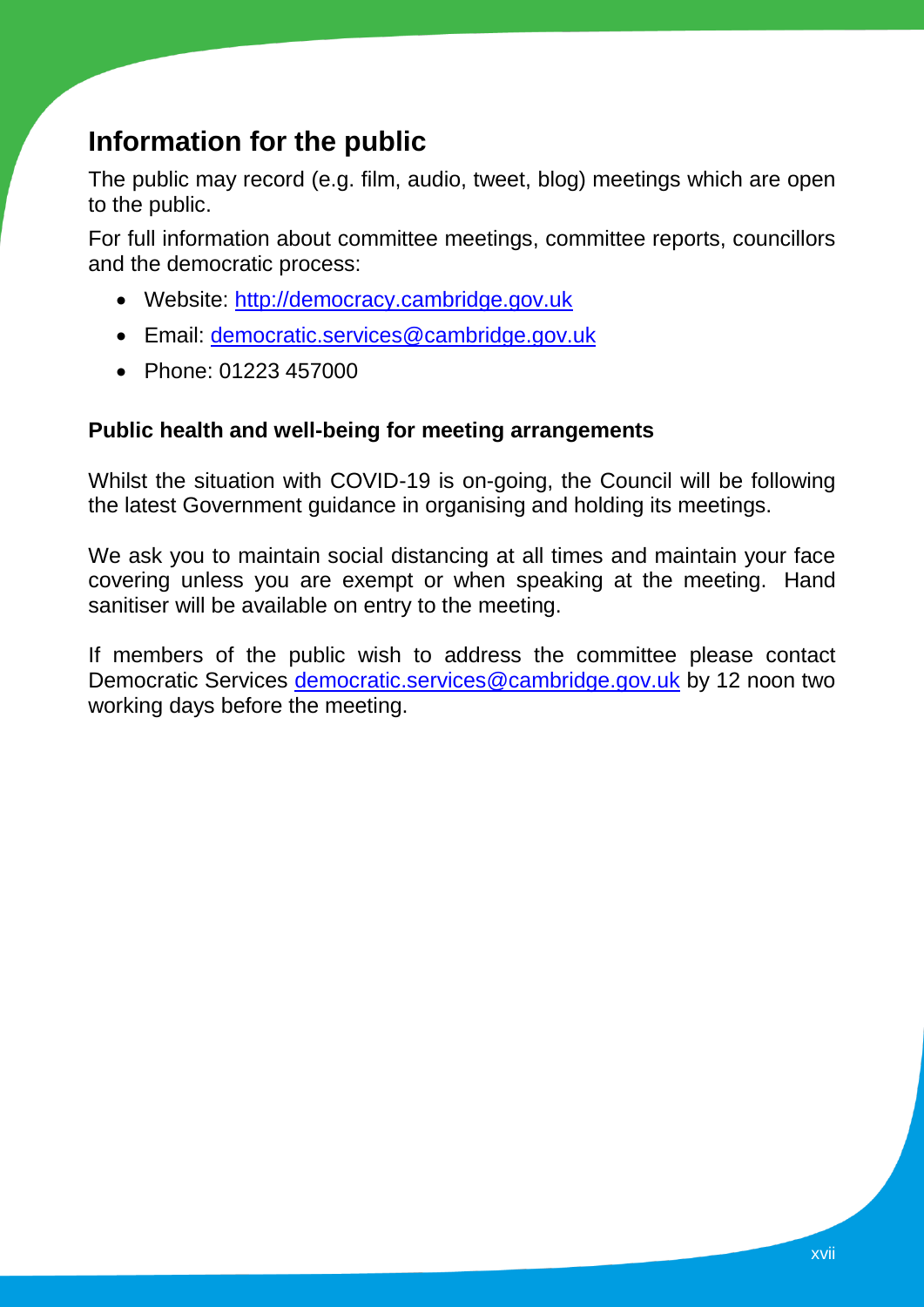## Information for the public

The public may record (e.g. film, audio, tweet, blog) meetings which are open to the public.

For full information about committee meetings, committee reports, councillors and the democratic process:

- Website: http://democracy.cambridge.gov.uk
- Email: democratic.services@cambridge.gov.uk
- Phone: 01223 457000

**Public health and well-being for meeting arrangements**

Whilst the situation with COVID-19 is on-going, the Council will be following the latest Government guidance in organising and holding its meetings.

We ask you to maintain social distancing at all times and maintain your face covering unless you are exempt or when speaking at the meeting. Hand sanitiser will be available on entry to the meeting.

If members of the public wish to address the committee please contact Democratic Services democratic.services@cambridge.gov.uk by 12 noon two working days before the meeting.